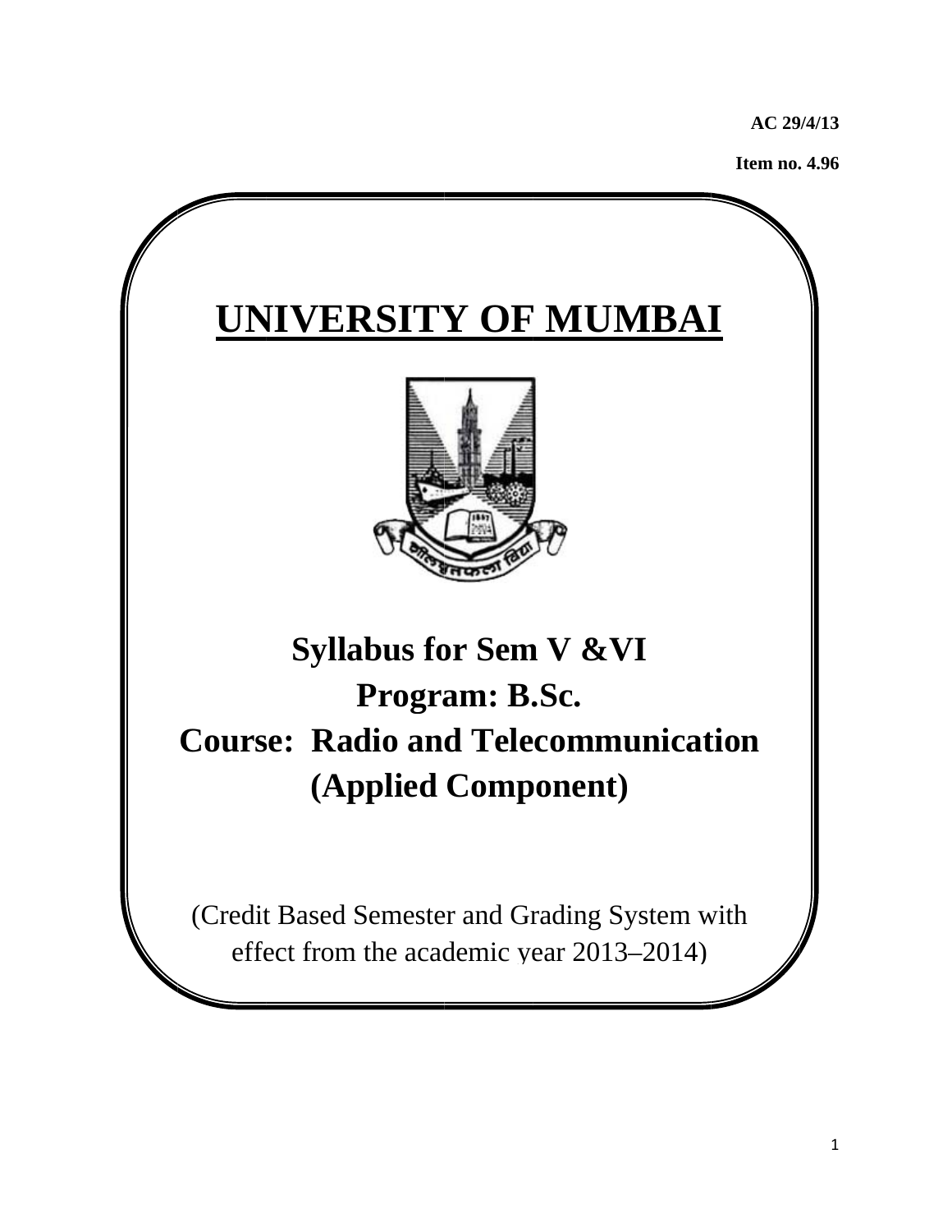**AC 29/4/13**

**Item no. 4.96**

# UNIVERSITY OF MUMBAI

## Syllabus for Sem V &VI

## Program: B.Sc.

## Course: Radio and Telecommunication (Applied Component)

(Credit Based Semester and Grading System with effect from the academic year 2013–2014)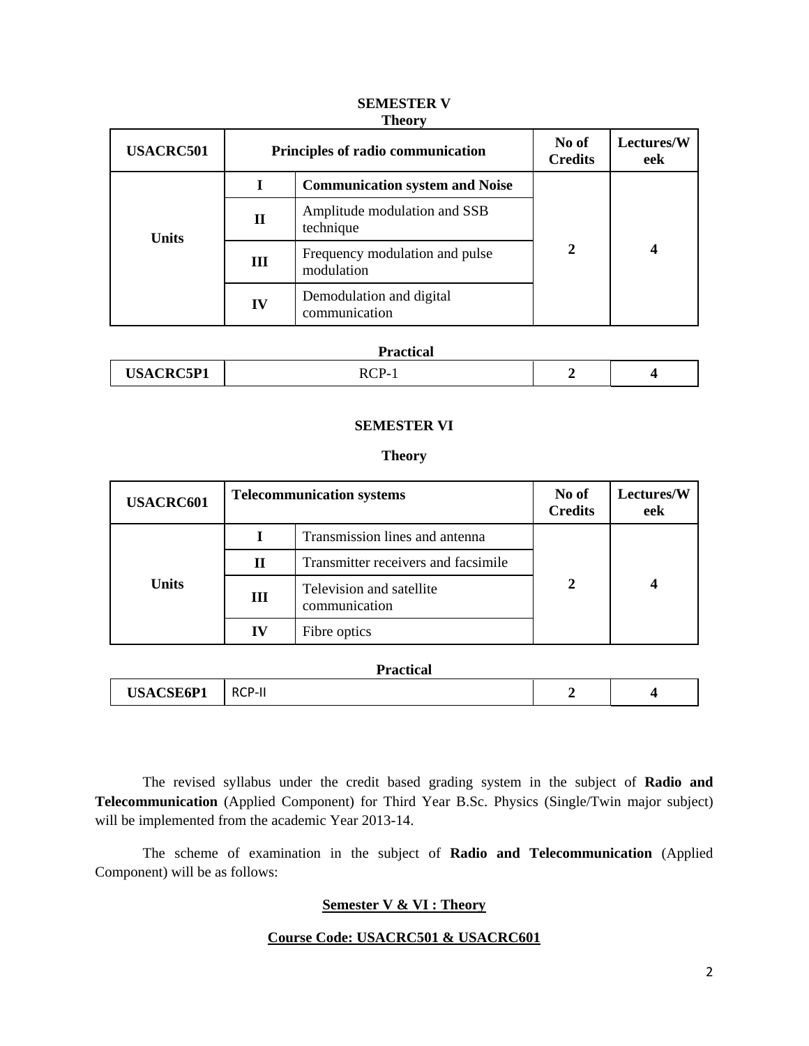**SEMESTER V**

**Theory**

| **USACRC501** | **Principles of radio communication** | | **No of Credits** | **Lectures/Week** |
|---|---|---|---|---|
| **Units** | **I** | **Communication system and Noise** | **2** | **4** |
| | **II** | Amplitude modulation and SSB technique | | |
| | **III** | Frequency modulation and pulse modulation | | |
| | **IV** | Demodulation and digital communication | | |

**Practical**

| **USACRC5P1** | RCP-1 | **2** | **4** |
|---|---|---|---|

**SEMESTER VI**

**Theory**

| **USACRC601** | **Telecommunication systems** | | **No of Credits** | **Lectures/Week** |
|---|---|---|---|---|
| **Units** | **I** | Transmission lines and antenna | **2** | **4** |
| | **II** | Transmitter receivers and facsimile | | |
| | **III** | Television and satellite communication | | |
| | **IV** | Fibre optics | | |

**Practical**

| **USACSE6P1** | RCP-II | **2** | **4** |
|---|---|---|---|

The revised syllabus under the credit based grading system in the subject of **Radio and Telecommunication** (Applied Component) for Third Year B.Sc. Physics (Single/Twin major subject) will be implemented from the academic Year 2013-14.

The scheme of examination in the subject of **Radio and Telecommunication** (Applied Component) will be as follows:

**Semester V & VI : Theory**

**Course Code: USACRC501 & USACRC601**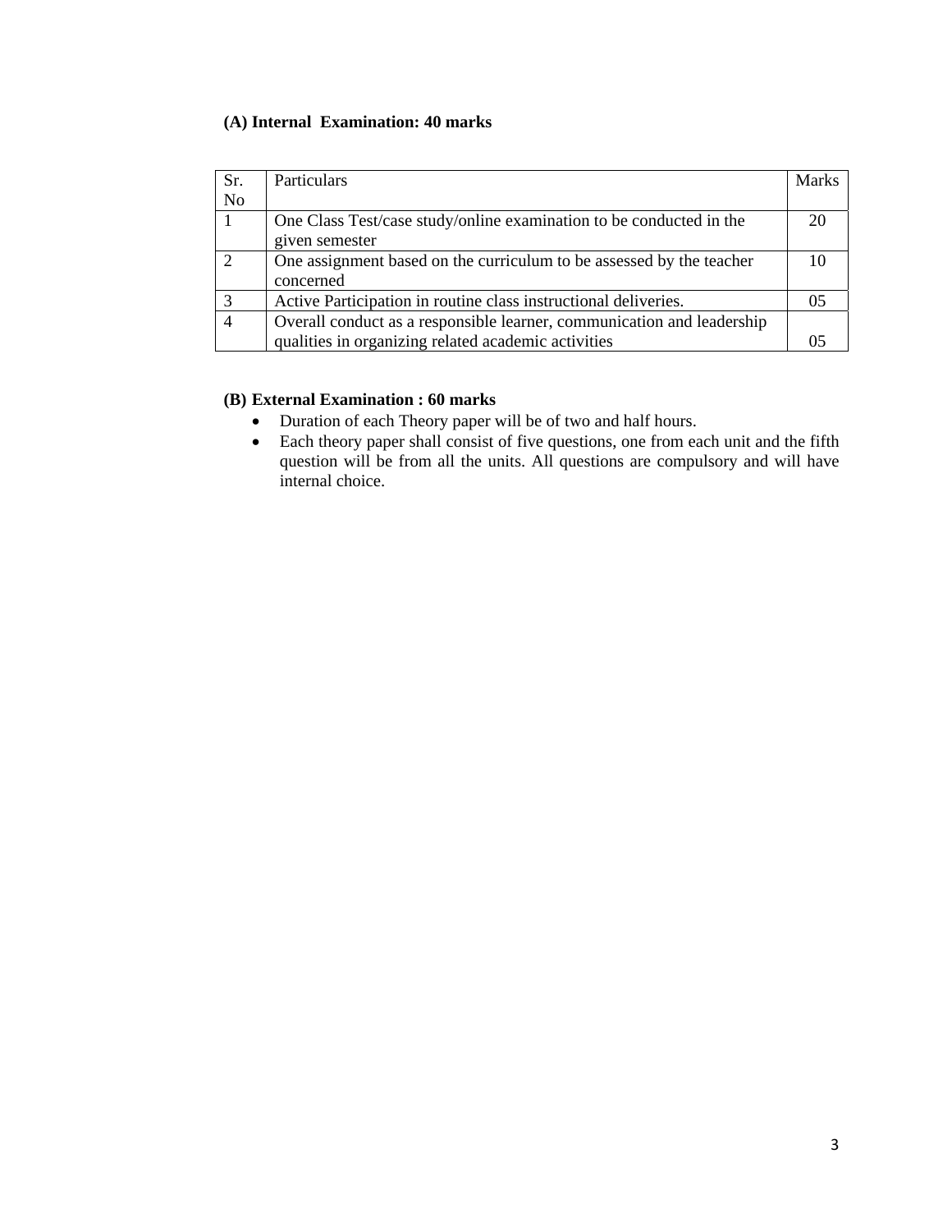**(A) Internal Examination: 40 marks**

| Sr. No | Particulars | Marks |
|---|---|---|
| 1 | One Class Test/case study/online examination to be conducted in the given semester | 20 |
| 2 | One assignment based on the curriculum to be assessed by the teacher concerned | 10 |
| 3 | Active Participation in routine class instructional deliveries. | 05 |
| 4 | Overall conduct as a responsible learner, communication and leadership qualities in organizing related academic activities | 05 |

**(B) External Examination : 60 marks**

- Duration of each Theory paper will be of two and half hours.
- Each theory paper shall consist of five questions, one from each unit and the fifth question will be from all the units. All questions are compulsory and will have internal choice.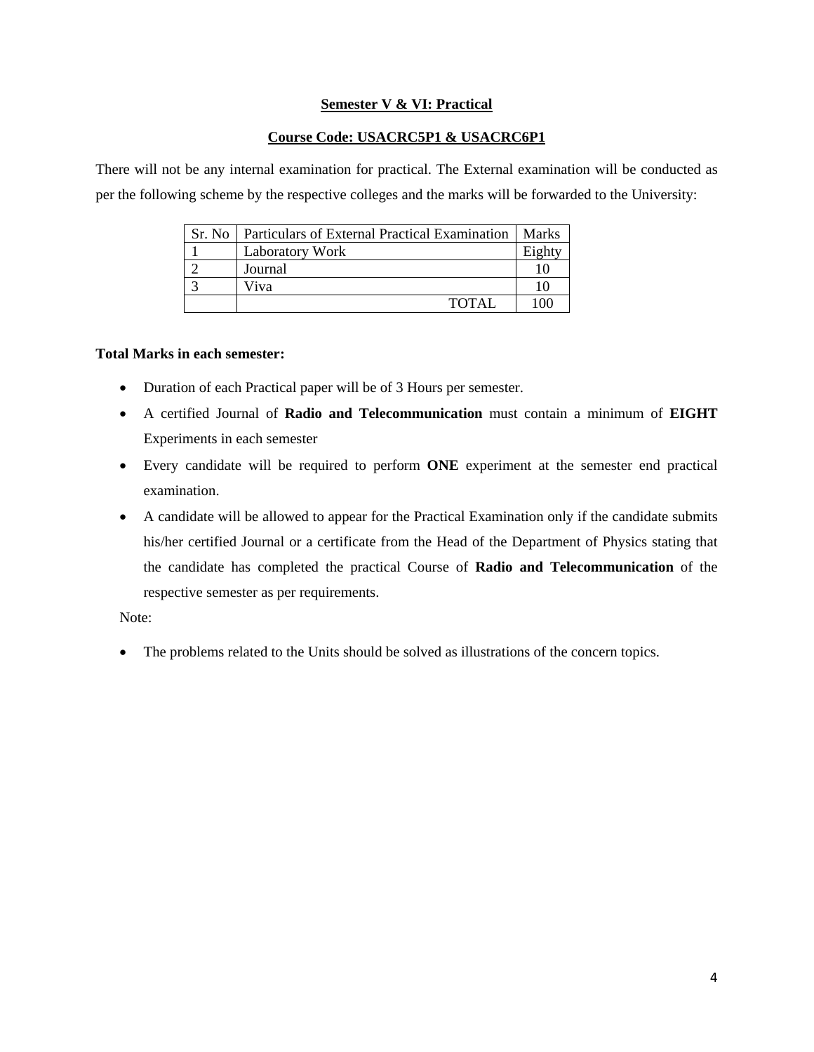**Semester V & VI: Practical**

**Course Code: USACRC5P1 & USACRC6P1**

There will not be any internal examination for practical. The External examination will be conducted as per the following scheme by the respective colleges and the marks will be forwarded to the University:

| Sr. No | Particulars of External Practical Examination | Marks |
|---|---|---|
| 1 | Laboratory Work | Eighty |
| 2 | Journal | 10 |
| 3 | Viva | 10 |
| | TOTAL | 100 |

**Total Marks in each semester:**

- Duration of each Practical paper will be of 3 Hours per semester.
- A certified Journal of **Radio and Telecommunication** must contain a minimum of **EIGHT** Experiments in each semester
- Every candidate will be required to perform **ONE** experiment at the semester end practical examination.
- A candidate will be allowed to appear for the Practical Examination only if the candidate submits his/her certified Journal or a certificate from the Head of the Department of Physics stating that the candidate has completed the practical Course of **Radio and Telecommunication** of the respective semester as per requirements.

Note:

- The problems related to the Units should be solved as illustrations of the concern topics.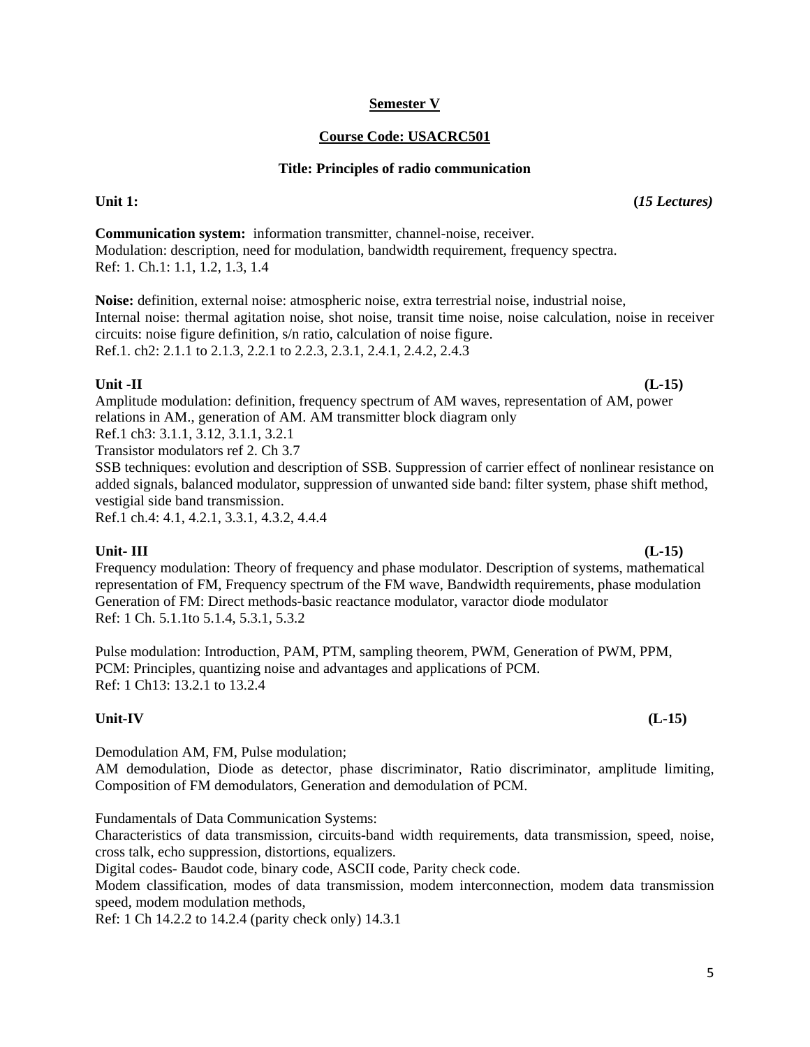## Semester V

## Course Code: USACRC501

### Title: Principles of radio communication

**Unit 1:** **(*15 Lectures*)**

**Communication system:** information transmitter, channel-noise, receiver.
Modulation: description, need for modulation, bandwidth requirement, frequency spectra.
Ref: 1. Ch.1: 1.1, 1.2, 1.3, 1.4

**Noise:** definition, external noise: atmospheric noise, extra terrestrial noise, industrial noise,
Internal noise: thermal agitation noise, shot noise, transit time noise, noise calculation, noise in receiver circuits: noise figure definition, s/n ratio, calculation of noise figure.
Ref.1. ch2: 2.1.1 to 2.1.3, 2.2.1 to 2.2.3, 2.3.1, 2.4.1, 2.4.2, 2.4.3

**Unit -II** **(L-15)**

Amplitude modulation: definition, frequency spectrum of AM waves, representation of AM, power relations in AM., generation of AM. AM transmitter block diagram only
Ref.1 ch3: 3.1.1, 3.12, 3.1.1, 3.2.1
Transistor modulators ref 2. Ch 3.7
SSB techniques: evolution and description of SSB. Suppression of carrier effect of nonlinear resistance on added signals, balanced modulator, suppression of unwanted side band: filter system, phase shift method, vestigial side band transmission.
Ref.1 ch.4: 4.1, 4.2.1, 3.3.1, 4.3.2, 4.4.4

**Unit- III** **(L-15)**

Frequency modulation: Theory of frequency and phase modulator. Description of systems, mathematical representation of FM, Frequency spectrum of the FM wave, Bandwidth requirements, phase modulation Generation of FM: Direct methods-basic reactance modulator, varactor diode modulator
Ref: 1 Ch. 5.1.1to 5.1.4, 5.3.1, 5.3.2

Pulse modulation: Introduction, PAM, PTM, sampling theorem, PWM, Generation of PWM, PPM, PCM: Principles, quantizing noise and advantages and applications of PCM.
Ref: 1 Ch13: 13.2.1 to 13.2.4

**Unit-IV** **(L-15)**

Demodulation AM, FM, Pulse modulation;
AM demodulation, Diode as detector, phase discriminator, Ratio discriminator, amplitude limiting, Composition of FM demodulators, Generation and demodulation of PCM.

Fundamentals of Data Communication Systems:
Characteristics of data transmission, circuits-band width requirements, data transmission, speed, noise, cross talk, echo suppression, distortions, equalizers.
Digital codes- Baudot code, binary code, ASCII code, Parity check code.
Modem classification, modes of data transmission, modem interconnection, modem data transmission speed, modem modulation methods,
Ref: 1 Ch 14.2.2 to 14.2.4 (parity check only) 14.3.1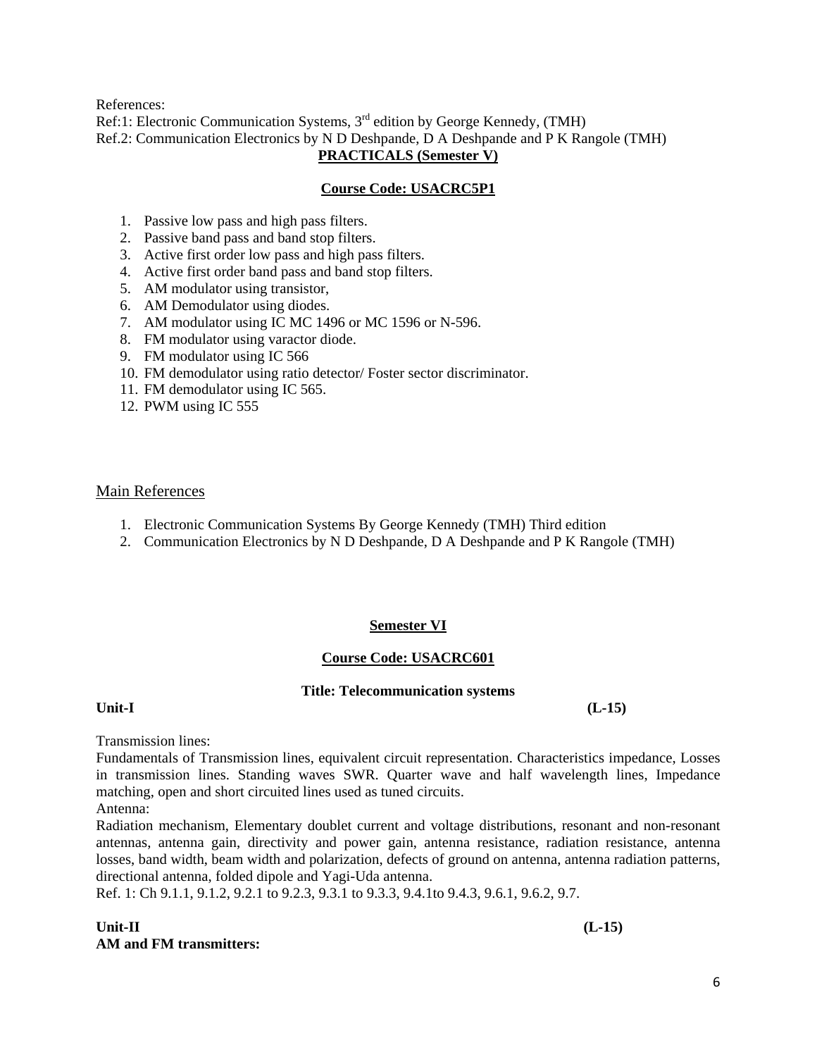References:

Ref:1: Electronic Communication Systems, 3rd edition by George Kennedy, (TMH)

Ref.2: Communication Electronics by N D Deshpande, D A Deshpande and P K Rangole (TMH)

## PRACTICALS (Semester V)

### Course Code: USACRC5P1

1. Passive low pass and high pass filters.
2. Passive band pass and band stop filters.
3. Active first order low pass and high pass filters.
4. Active first order band pass and band stop filters.
5. AM modulator using transistor,
6. AM Demodulator using diodes.
7. AM modulator using IC MC 1496 or MC 1596 or N-596.
8. FM modulator using varactor diode.
9. FM modulator using IC 566
10. FM demodulator using ratio detector/ Foster sector discriminator.
11. FM demodulator using IC 565.
12. PWM using IC 555

## Main References

1. Electronic Communication Systems By George Kennedy (TMH) Third edition
2. Communication Electronics by N D Deshpande, D A Deshpande and P K Rangole (TMH)

## Semester VI

### Course Code: USACRC601

**Title: Telecommunication systems**

**Unit-I** **(L-15)**

Transmission lines:

Fundamentals of Transmission lines, equivalent circuit representation. Characteristics impedance, Losses in transmission lines. Standing waves SWR. Quarter wave and half wavelength lines, Impedance matching, open and short circuited lines used as tuned circuits.

Antenna:

Radiation mechanism, Elementary doublet current and voltage distributions, resonant and non-resonant antennas, antenna gain, directivity and power gain, antenna resistance, radiation resistance, antenna losses, band width, beam width and polarization, defects of ground on antenna, antenna radiation patterns, directional antenna, folded dipole and Yagi-Uda antenna.

Ref. 1: Ch 9.1.1, 9.1.2, 9.2.1 to 9.2.3, 9.3.1 to 9.3.3, 9.4.1to 9.4.3, 9.6.1, 9.6.2, 9.7.

**Unit-II** **(L-15)**

**AM and FM transmitters:**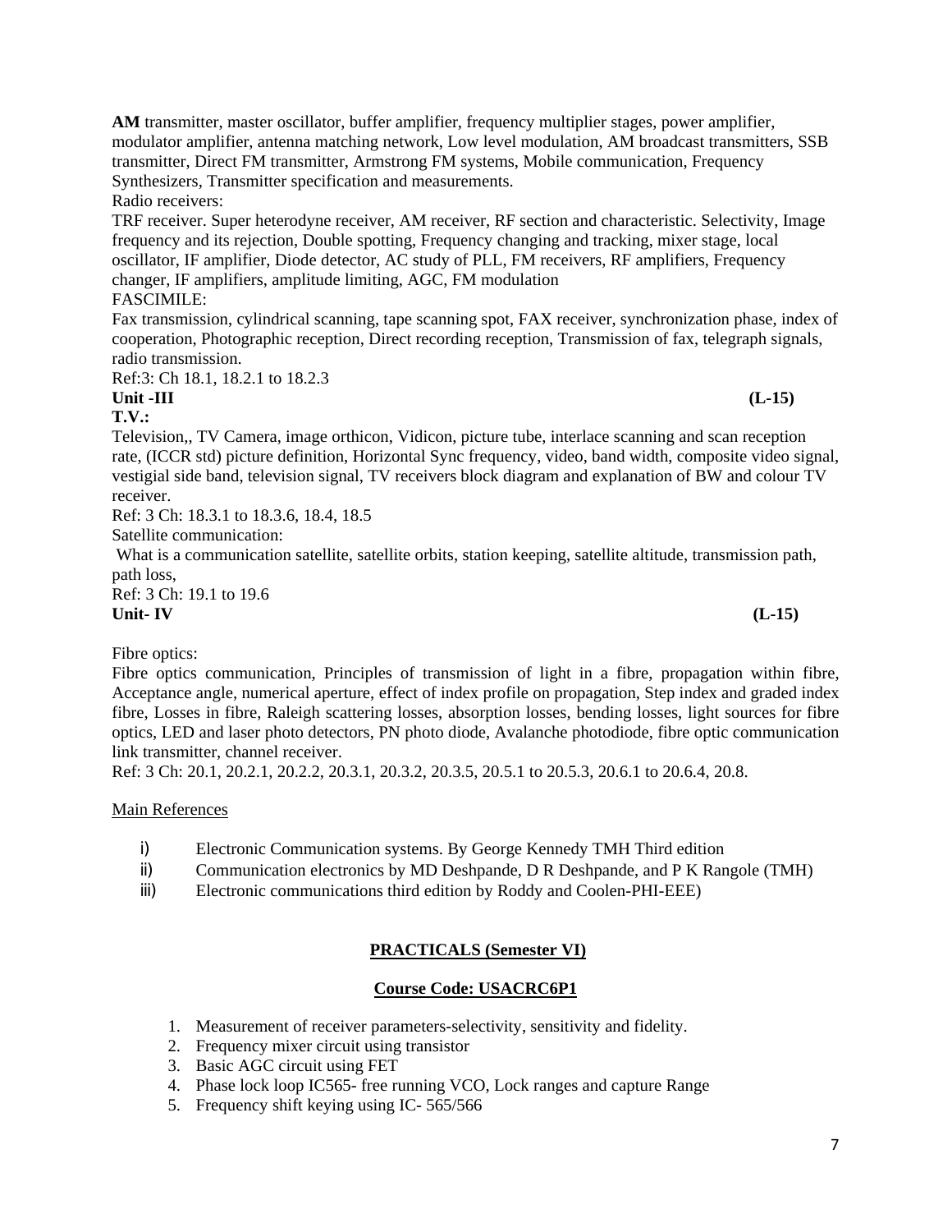**AM** transmitter, master oscillator, buffer amplifier, frequency multiplier stages, power amplifier, modulator amplifier, antenna matching network, Low level modulation, AM broadcast transmitters, SSB transmitter, Direct FM transmitter, Armstrong FM systems, Mobile communication, Frequency Synthesizers, Transmitter specification and measurements.

Radio receivers:

TRF receiver. Super heterodyne receiver, AM receiver, RF section and characteristic. Selectivity, Image frequency and its rejection, Double spotting, Frequency changing and tracking, mixer stage, local oscillator, IF amplifier, Diode detector, AC study of PLL, FM receivers, RF amplifiers, Frequency changer, IF amplifiers, amplitude limiting, AGC, FM modulation

FASCIMILE:

Fax transmission, cylindrical scanning, tape scanning spot, FAX receiver, synchronization phase, index of cooperation, Photographic reception, Direct recording reception, Transmission of fax, telegraph signals, radio transmission.

Ref:3: Ch 18.1, 18.2.1 to 18.2.3

**Unit -III** **(L-15)**

**T.V.:**

Television,, TV Camera, image orthicon, Vidicon, picture tube, interlace scanning and scan reception rate, (ICCR std) picture definition, Horizontal Sync frequency, video, band width, composite video signal, vestigial side band, television signal, TV receivers block diagram and explanation of BW and colour TV receiver.

Ref: 3 Ch: 18.3.1 to 18.3.6, 18.4, 18.5

Satellite communication:

What is a communication satellite, satellite orbits, station keeping, satellite altitude, transmission path, path loss,

Ref: 3 Ch: 19.1 to 19.6

**Unit- IV** **(L-15)**

Fibre optics:

Fibre optics communication, Principles of transmission of light in a fibre, propagation within fibre, Acceptance angle, numerical aperture, effect of index profile on propagation, Step index and graded index fibre, Losses in fibre, Raleigh scattering losses, absorption losses, bending losses, light sources for fibre optics, LED and laser photo detectors, PN photo diode, Avalanche photodiode, fibre optic communication link transmitter, channel receiver.

Ref: 3 Ch: 20.1, 20.2.1, 20.2.2, 20.3.1, 20.3.2, 20.3.5, 20.5.1 to 20.5.3, 20.6.1 to 20.6.4, 20.8.

<u>Main References</u>

i) Electronic Communication systems. By George Kennedy TMH Third edition
ii) Communication electronics by MD Deshpande, D R Deshpande, and P K Rangole (TMH)
iii) Electronic communications third edition by Roddy and Coolen-PHI-EEE)

## PRACTICALS (Semester VI)

### Course Code: USACRC6P1

1. Measurement of receiver parameters-selectivity, sensitivity and fidelity.
2. Frequency mixer circuit using transistor
3. Basic AGC circuit using FET
4. Phase lock loop IC565- free running VCO, Lock ranges and capture Range
5. Frequency shift keying using IC- 565/566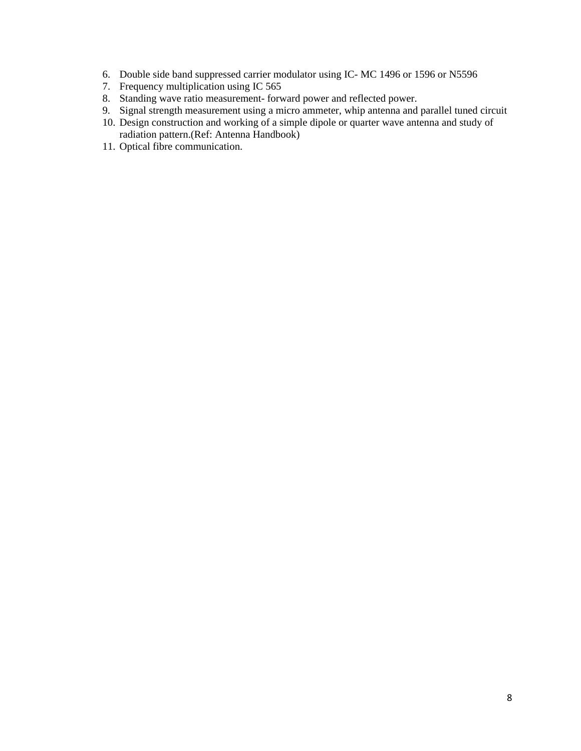6. Double side band suppressed carrier modulator using IC- MC 1496 or 1596 or N5596
7. Frequency multiplication using IC 565
8. Standing wave ratio measurement- forward power and reflected power.
9. Signal strength measurement using a micro ammeter, whip antenna and parallel tuned circuit
10. Design construction and working of a simple dipole or quarter wave antenna and study of radiation pattern.(Ref: Antenna Handbook)
11. Optical fibre communication.